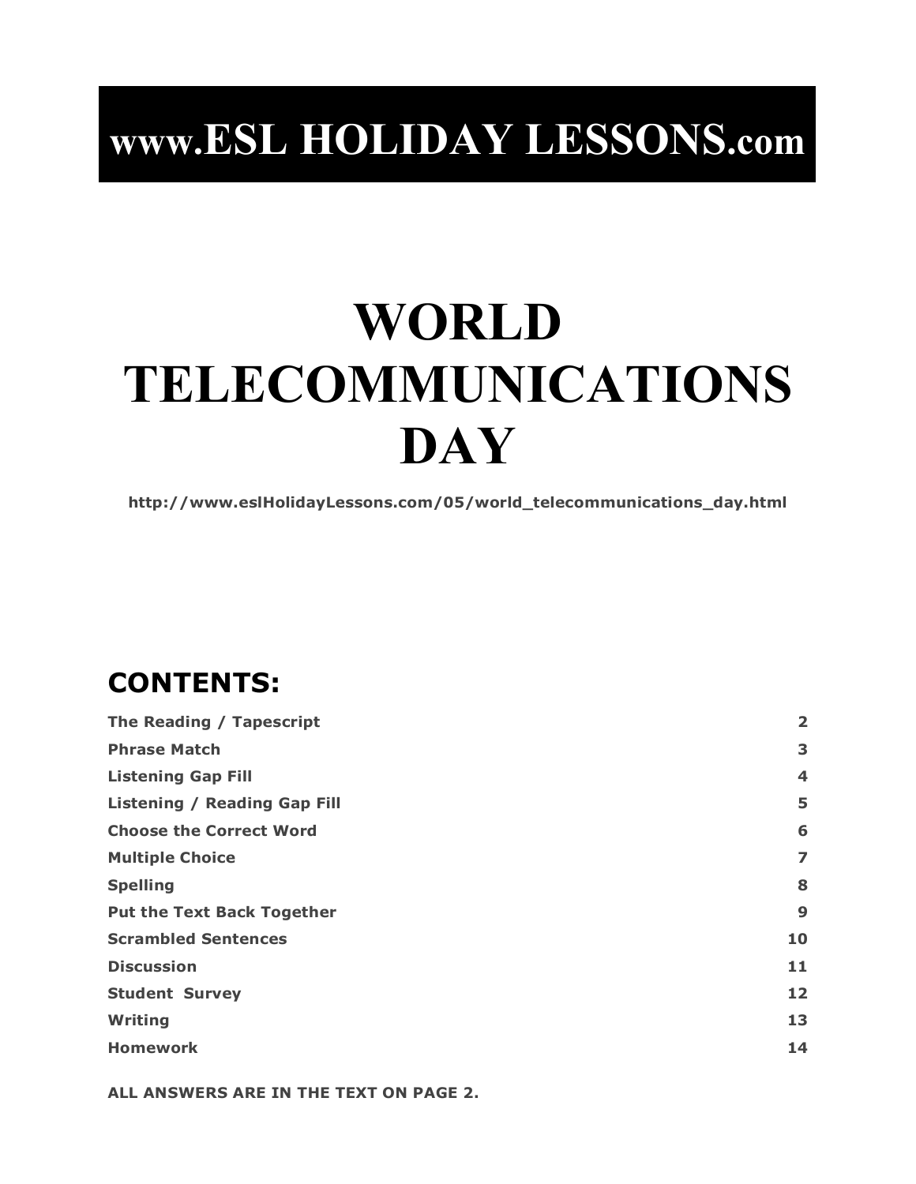# www.ESL HOLIDAY LESSONS.com

# WORLD TELECOMMUNICATIONS DAY

**http://www.eslHolidayLessons.com/05/world_telecommunications_day.html**

## CONTENTS:

| | |
|---|---|
| **The Reading / Tapescript** | **2** |
| **Phrase Match** | **3** |
| **Listening Gap Fill** | **4** |
| **Listening / Reading Gap Fill** | **5** |
| **Choose the Correct Word** | **6** |
| **Multiple Choice** | **7** |
| **Spelling** | **8** |
| **Put the Text Back Together** | **9** |
| **Scrambled Sentences** | **10** |
| **Discussion** | **11** |
| **Student Survey** | **12** |
| **Writing** | **13** |
| **Homework** | **14** |

**ALL ANSWERS ARE IN THE TEXT ON PAGE 2.**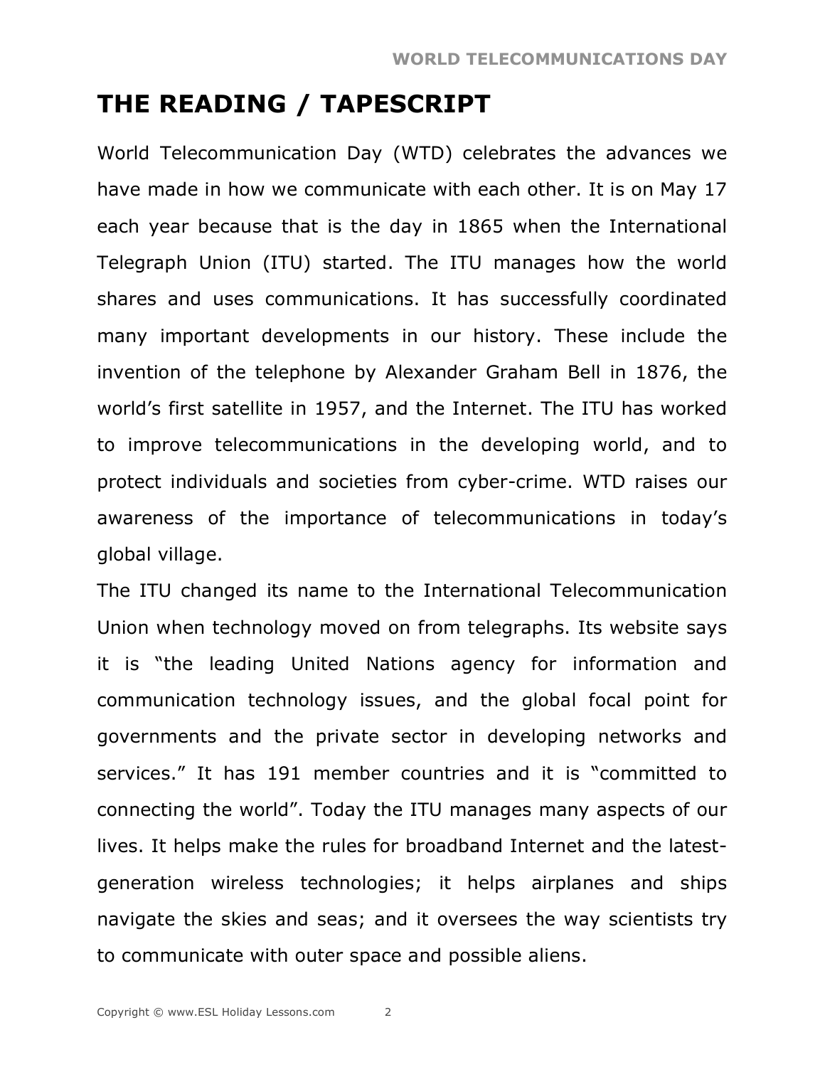# THE READING / TAPESCRIPT

World Telecommunication Day (WTD) celebrates the advances we have made in how we communicate with each other. It is on May 17 each year because that is the day in 1865 when the International Telegraph Union (ITU) started. The ITU manages how the world shares and uses communications. It has successfully coordinated many important developments in our history. These include the invention of the telephone by Alexander Graham Bell in 1876, the world's first satellite in 1957, and the Internet. The ITU has worked to improve telecommunications in the developing world, and to protect individuals and societies from cyber-crime. WTD raises our awareness of the importance of telecommunications in today's global village.

The ITU changed its name to the International Telecommunication Union when technology moved on from telegraphs. Its website says it is "the leading United Nations agency for information and communication technology issues, and the global focal point for governments and the private sector in developing networks and services." It has 191 member countries and it is "committed to connecting the world". Today the ITU manages many aspects of our lives. It helps make the rules for broadband Internet and the latest-generation wireless technologies; it helps airplanes and ships navigate the skies and seas; and it oversees the way scientists try to communicate with outer space and possible aliens.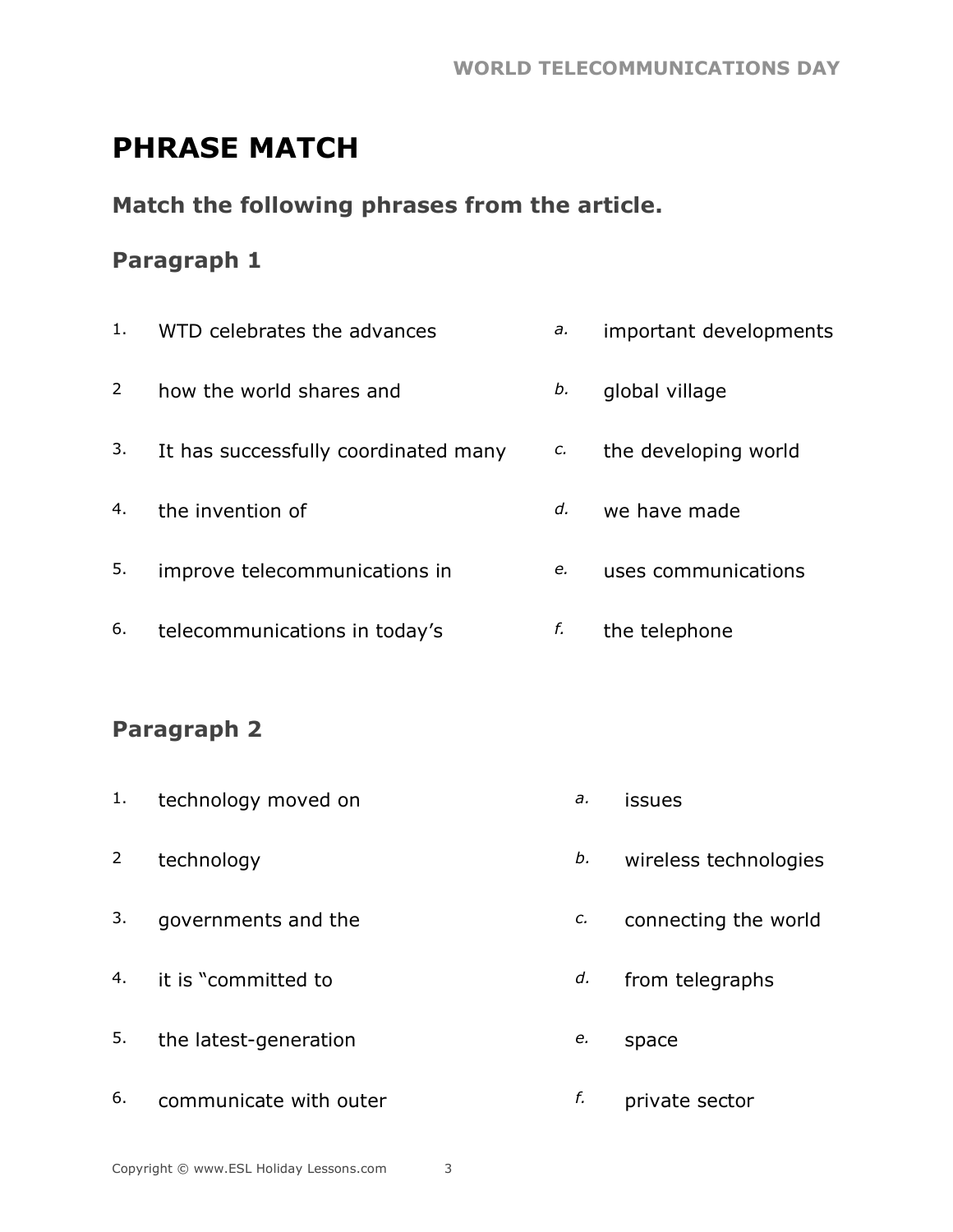# PHRASE MATCH

## Match the following phrases from the article.

### Paragraph 1

| | | | |
|---|---|---|---|
| 1. | WTD celebrates the advances | *a.* | important developments |
| 2 | how the world shares and | *b.* | global village |
| 3. | It has successfully coordinated many | *c.* | the developing world |
| 4. | the invention of | *d.* | we have made |
| 5. | improve telecommunications in | *e.* | uses communications |
| 6. | telecommunications in today's | *f.* | the telephone |

### Paragraph 2

| | | | |
|---|---|---|---|
| 1. | technology moved on | *a.* | issues |
| 2 | technology | *b.* | wireless technologies |
| 3. | governments and the | *c.* | connecting the world |
| 4. | it is "committed to | *d.* | from telegraphs |
| 5. | the latest-generation | *e.* | space |
| 6. | communicate with outer | *f.* | private sector |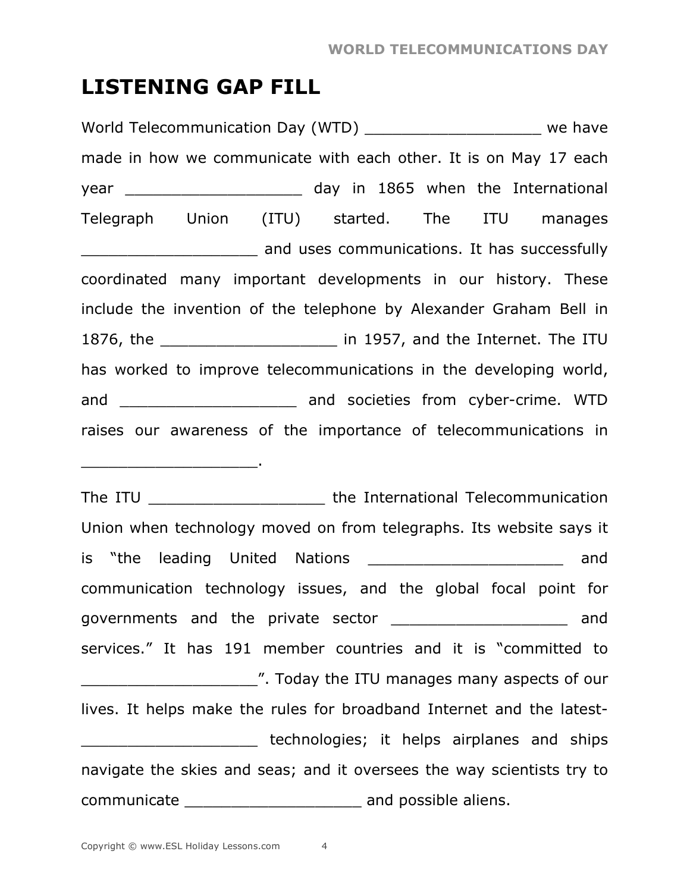# LISTENING GAP FILL

World Telecommunication Day (WTD) ___________________ we have made in how we communicate with each other. It is on May 17 each year ___________________ day in 1865 when the International Telegraph Union (ITU) started. The ITU manages ___________________ and uses communications. It has successfully coordinated many important developments in our history. These include the invention of the telephone by Alexander Graham Bell in 1876, the ___________________ in 1957, and the Internet. The ITU has worked to improve telecommunications in the developing world, and ___________________ and societies from cyber-crime. WTD raises our awareness of the importance of telecommunications in ___________________.

The ITU ___________________ the International Telecommunication Union when technology moved on from telegraphs. Its website says it is "the leading United Nations _____________________ and communication technology issues, and the global focal point for governments and the private sector ___________________ and services." It has 191 member countries and it is "committed to ___________________". Today the ITU manages many aspects of our lives. It helps make the rules for broadband Internet and the latest-___________________ technologies; it helps airplanes and ships navigate the skies and seas; and it oversees the way scientists try to communicate ___________________ and possible aliens.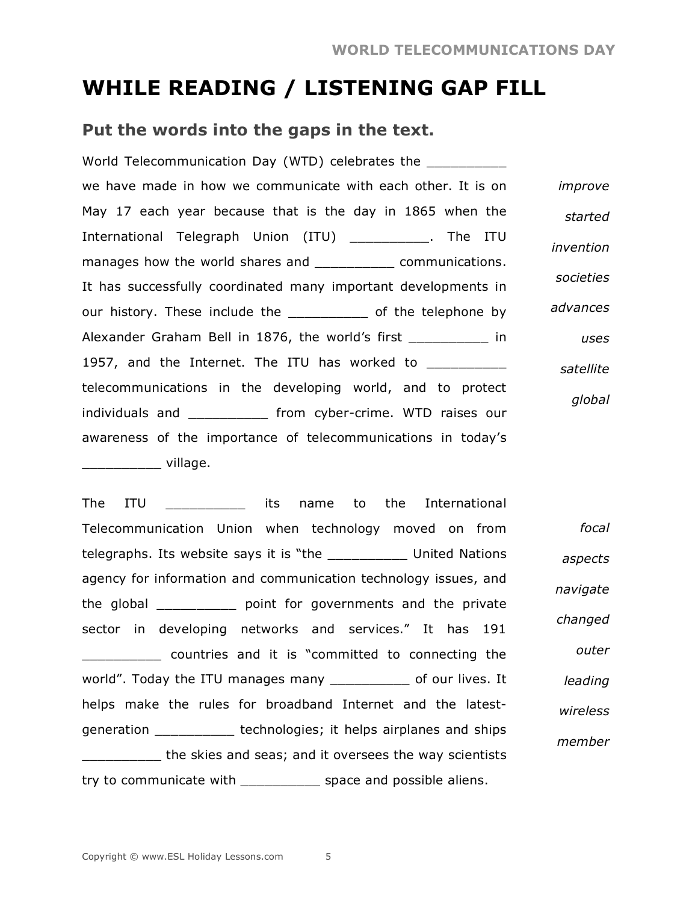# WHILE READING / LISTENING GAP FILL

## Put the words into the gaps in the text.

World Telecommunication Day (WTD) celebrates the __________ we have made in how we communicate with each other. It is on May 17 each year because that is the day in 1865 when the International Telegraph Union (ITU) __________. The ITU manages how the world shares and __________ communications. It has successfully coordinated many important developments in our history. These include the __________ of the telephone by Alexander Graham Bell in 1876, the world's first __________ in 1957, and the Internet. The ITU has worked to __________ telecommunications in the developing world, and to protect individuals and __________ from cyber-crime. WTD raises our awareness of the importance of telecommunications in today's __________ village.

*improve*

*started*

*invention*

*societies*

*advances*

*uses*

*satellite*

*global*

The ITU __________ its name to the International Telecommunication Union when technology moved on from telegraphs. Its website says it is "the __________ United Nations agency for information and communication technology issues, and the global __________ point for governments and the private sector in developing networks and services." It has 191 __________ countries and it is "committed to connecting the world". Today the ITU manages many __________ of our lives. It helps make the rules for broadband Internet and the latest-generation __________ technologies; it helps airplanes and ships __________ the skies and seas; and it oversees the way scientists try to communicate with __________ space and possible aliens.

*focal*

*aspects*

*navigate*

*changed*

*outer*

*leading*

*wireless*

*member*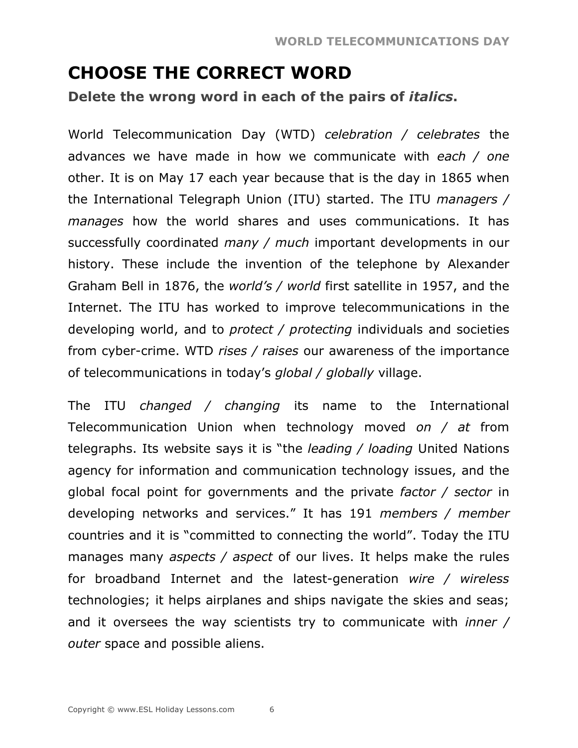# CHOOSE THE CORRECT WORD

**Delete the wrong word in each of the pairs of *italics*.**

World Telecommunication Day (WTD) *celebration / celebrates* the advances we have made in how we communicate with *each / one* other. It is on May 17 each year because that is the day in 1865 when the International Telegraph Union (ITU) started. The ITU *managers / manages* how the world shares and uses communications. It has successfully coordinated *many / much* important developments in our history. These include the invention of the telephone by Alexander Graham Bell in 1876, the *world's / world* first satellite in 1957, and the Internet. The ITU has worked to improve telecommunications in the developing world, and to *protect / protecting* individuals and societies from cyber-crime. WTD *rises / raises* our awareness of the importance of telecommunications in today's *global / globally* village.

The ITU *changed / changing* its name to the International Telecommunication Union when technology moved *on / at* from telegraphs. Its website says it is "the *leading / loading* United Nations agency for information and communication technology issues, and the global focal point for governments and the private *factor / sector* in developing networks and services." It has 191 *members / member* countries and it is "committed to connecting the world". Today the ITU manages many *aspects / aspect* of our lives. It helps make the rules for broadband Internet and the latest-generation *wire / wireless* technologies; it helps airplanes and ships navigate the skies and seas; and it oversees the way scientists try to communicate with *inner / outer* space and possible aliens.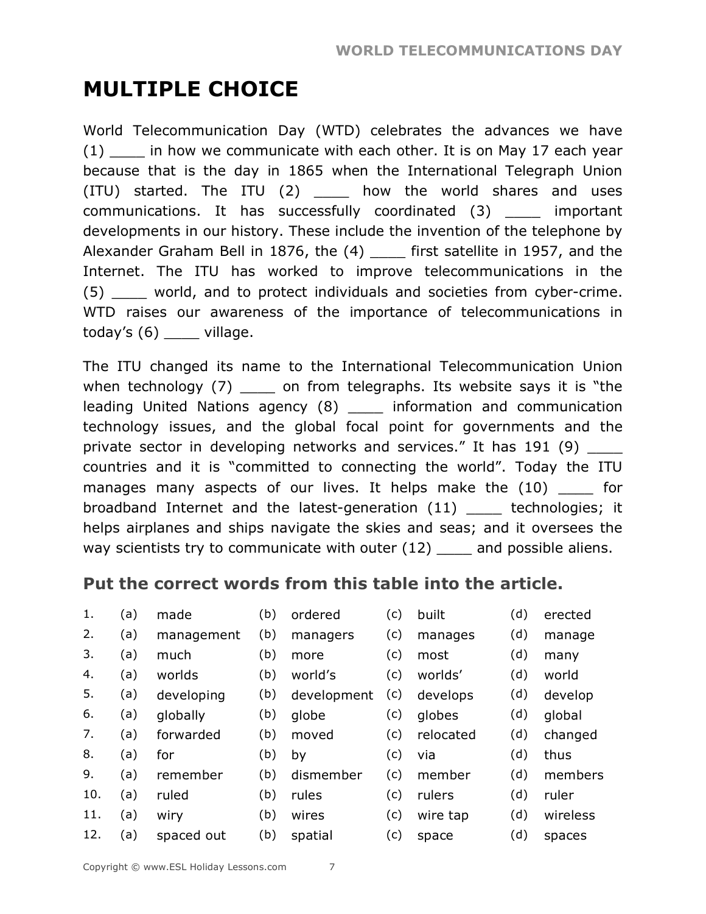# MULTIPLE CHOICE

World Telecommunication Day (WTD) celebrates the advances we have (1) ____ in how we communicate with each other. It is on May 17 each year because that is the day in 1865 when the International Telegraph Union (ITU) started. The ITU (2) ____ how the world shares and uses communications. It has successfully coordinated (3) ____ important developments in our history. These include the invention of the telephone by Alexander Graham Bell in 1876, the (4) ____ first satellite in 1957, and the Internet. The ITU has worked to improve telecommunications in the (5) ____ world, and to protect individuals and societies from cyber-crime. WTD raises our awareness of the importance of telecommunications in today's (6) ____ village.

The ITU changed its name to the International Telecommunication Union when technology (7) ____ on from telegraphs. Its website says it is "the leading United Nations agency (8) ____ information and communication technology issues, and the global focal point for governments and the private sector in developing networks and services." It has 191 (9) ____ countries and it is "committed to connecting the world". Today the ITU manages many aspects of our lives. It helps make the (10) ____ for broadband Internet and the latest-generation (11) ____ technologies; it helps airplanes and ships navigate the skies and seas; and it oversees the way scientists try to communicate with outer (12) ____ and possible aliens.

## Put the correct words from this table into the article.

| | | | | | | | | |
|---|---|---|---|---|---|---|---|---|
| 1. | (a) | made | (b) | ordered | (c) | built | (d) | erected |
| 2. | (a) | management | (b) | managers | (c) | manages | (d) | manage |
| 3. | (a) | much | (b) | more | (c) | most | (d) | many |
| 4. | (a) | worlds | (b) | world's | (c) | worlds' | (d) | world |
| 5. | (a) | developing | (b) | development | (c) | develops | (d) | develop |
| 6. | (a) | globally | (b) | globe | (c) | globes | (d) | global |
| 7. | (a) | forwarded | (b) | moved | (c) | relocated | (d) | changed |
| 8. | (a) | for | (b) | by | (c) | via | (d) | thus |
| 9. | (a) | remember | (b) | dismember | (c) | member | (d) | members |
| 10. | (a) | ruled | (b) | rules | (c) | rulers | (d) | ruler |
| 11. | (a) | wiry | (b) | wires | (c) | wire tap | (d) | wireless |
| 12. | (a) | spaced out | (b) | spatial | (c) | space | (d) | spaces |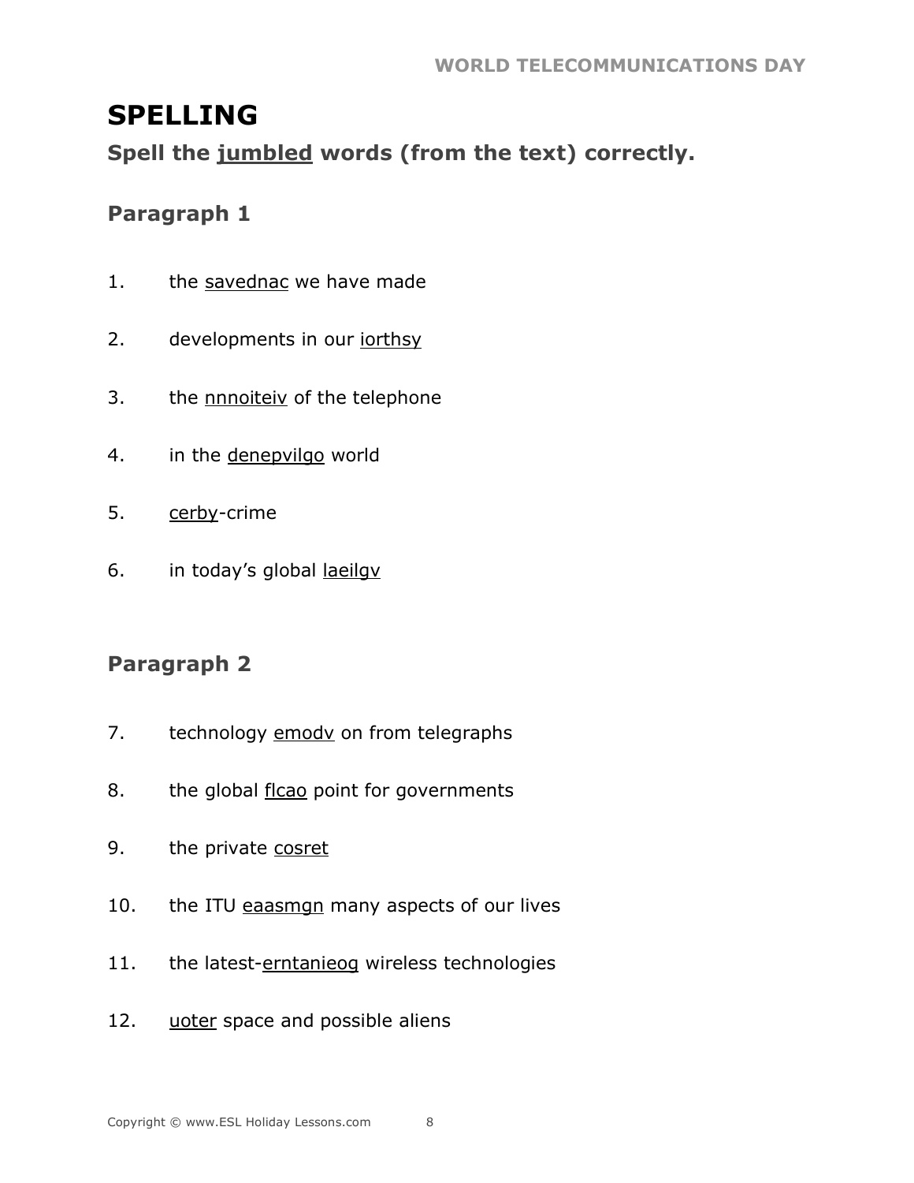# SPELLING

## Spell the jumbled words (from the text) correctly.

### Paragraph 1

1. the savednac we have made
2. developments in our iorthsy
3. the nnnoiteiv of the telephone
4. in the denepvilgo world
5. cerby-crime
6. in today's global laeilgv

### Paragraph 2

7. technology emodv on from telegraphs
8. the global flcao point for governments
9. the private cosret
10. the ITU eaasmgn many aspects of our lives
11. the latest-erntanieog wireless technologies
12. uoter space and possible aliens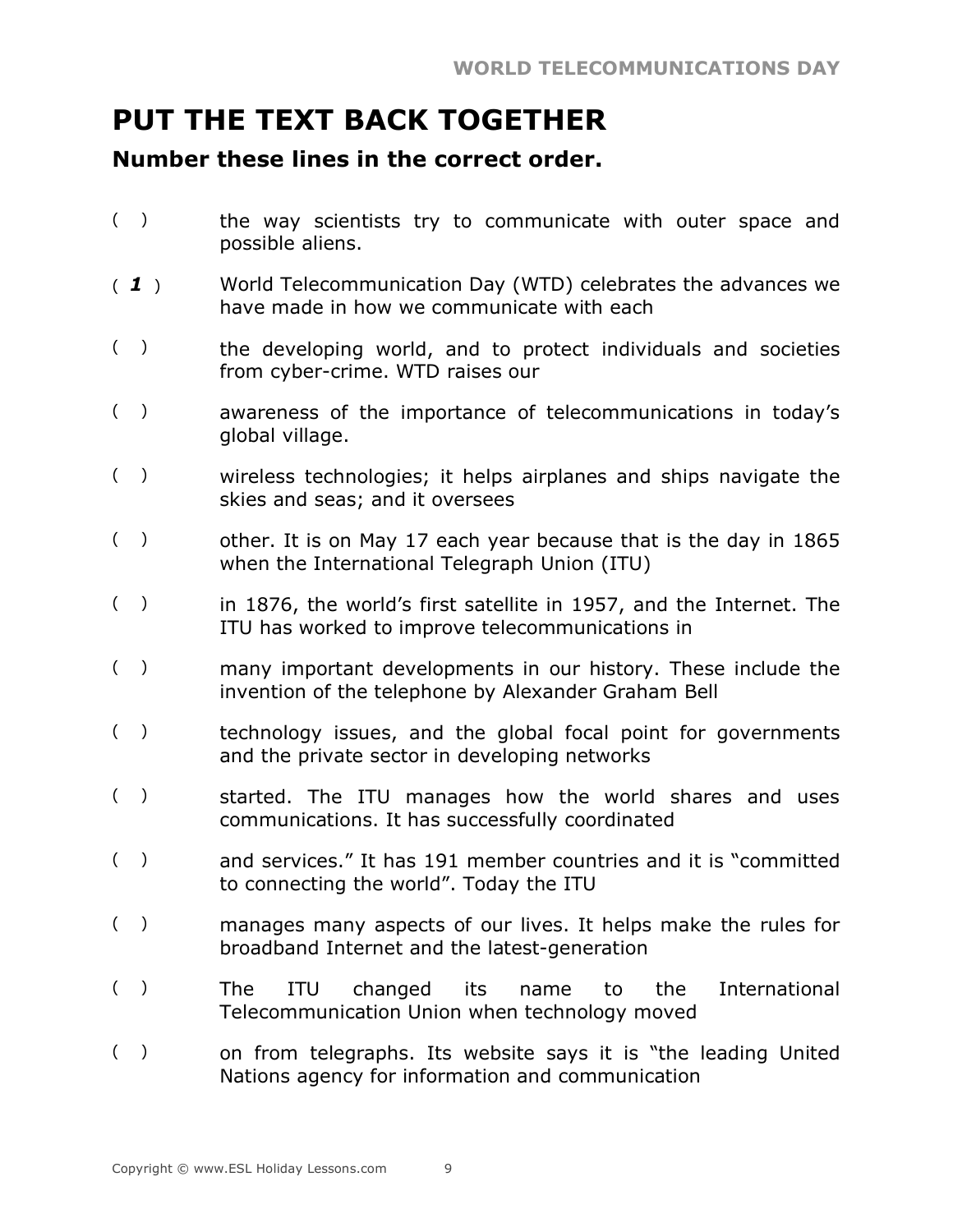# PUT THE TEXT BACK TOGETHER

### Number these lines in the correct order.

( ) the way scientists try to communicate with outer space and possible aliens.

( ***1*** ) World Telecommunication Day (WTD) celebrates the advances we have made in how we communicate with each

( ) the developing world, and to protect individuals and societies from cyber-crime. WTD raises our

( ) awareness of the importance of telecommunications in today's global village.

( ) wireless technologies; it helps airplanes and ships navigate the skies and seas; and it oversees

( ) other. It is on May 17 each year because that is the day in 1865 when the International Telegraph Union (ITU)

( ) in 1876, the world's first satellite in 1957, and the Internet. The ITU has worked to improve telecommunications in

( ) many important developments in our history. These include the invention of the telephone by Alexander Graham Bell

( ) technology issues, and the global focal point for governments and the private sector in developing networks

( ) started. The ITU manages how the world shares and uses communications. It has successfully coordinated

( ) and services." It has 191 member countries and it is "committed to connecting the world". Today the ITU

( ) manages many aspects of our lives. It helps make the rules for broadband Internet and the latest-generation

( ) The ITU changed its name to the International Telecommunication Union when technology moved

( ) on from telegraphs. Its website says it is "the leading United Nations agency for information and communication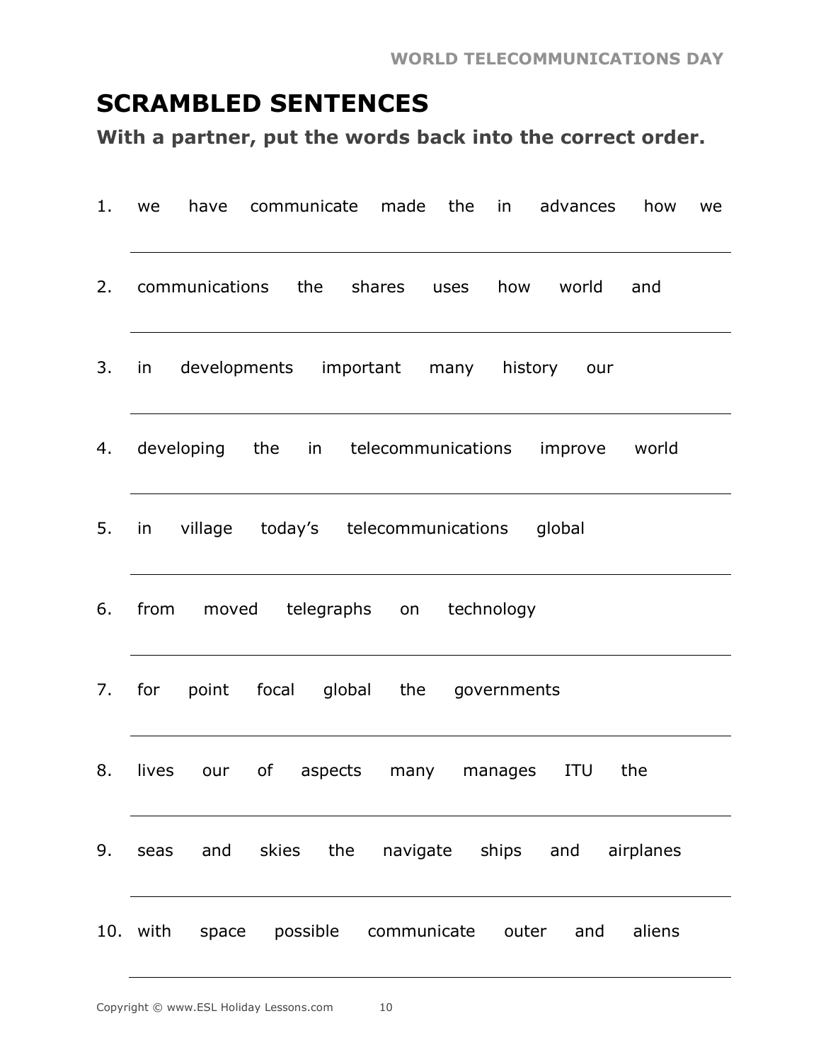# SCRAMBLED SENTENCES

**With a partner, put the words back into the correct order.**

1. we have communicate made the in advances how we

   ________________________________________

2. communications the shares uses how world and

   ________________________________________

3. in developments important many history our

   ________________________________________

4. developing the in telecommunications improve world

   ________________________________________

5. in village today's telecommunications global

   ________________________________________

6. from moved telegraphs on technology

   ________________________________________

7. for point focal global the governments

   ________________________________________

8. lives our of aspects many manages ITU the

   ________________________________________

9. seas and skies the navigate ships and airplanes

   ________________________________________

10. with space possible communicate outer and aliens

    ________________________________________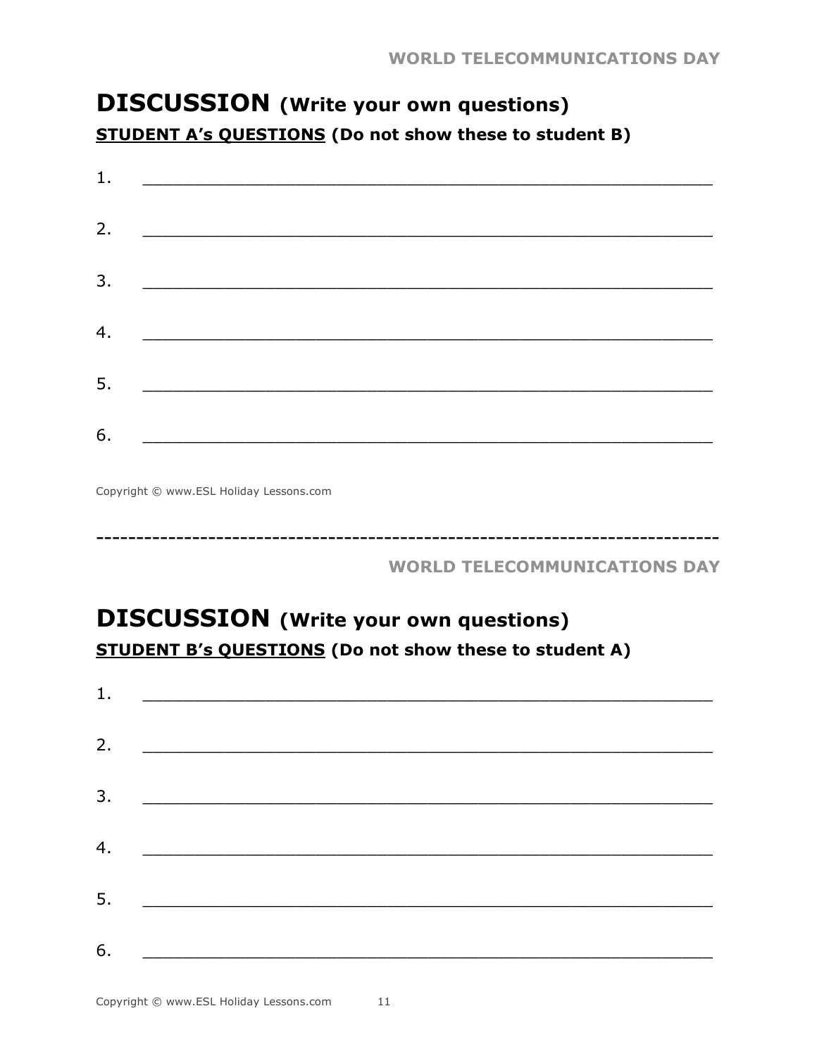# DISCUSSION (Write your own questions)

**STUDENT A's QUESTIONS** (Do not show these to student B)

1. ________________________________________________________

2. ________________________________________________________

3. ________________________________________________________

4. ________________________________________________________

5. ________________________________________________________

6. ________________________________________________________

Copyright © www.ESL Holiday Lessons.com

------------------------------------------------------------------------------

# DISCUSSION (Write your own questions)

**STUDENT B's QUESTIONS** (Do not show these to student A)

1. ________________________________________________________

2. ________________________________________________________

3. ________________________________________________________

4. ________________________________________________________

5. ________________________________________________________

6. ________________________________________________________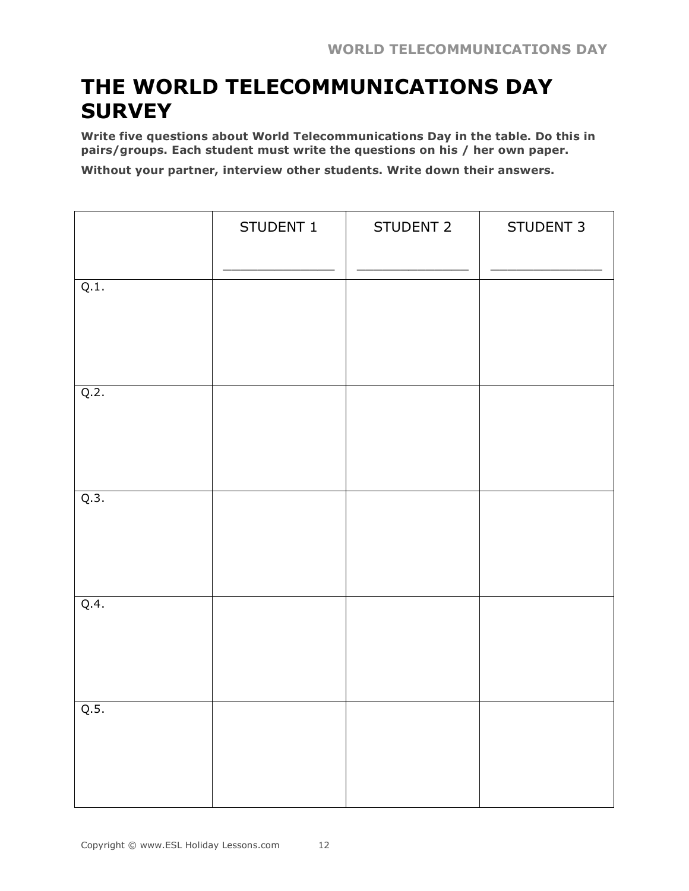# THE WORLD TELECOMMUNICATIONS DAY SURVEY

**Write five questions about World Telecommunications Day in the table. Do this in pairs/groups. Each student must write the questions on his / her own paper.**

**Without your partner, interview other students. Write down their answers.**

| | STUDENT 1<br>_____________ | STUDENT 2<br>_____________ | STUDENT 3<br>_____________ |
|---|---|---|---|
| Q.1. | | | |
| Q.2. | | | |
| Q.3. | | | |
| Q.4. | | | |
| Q.5. | | | |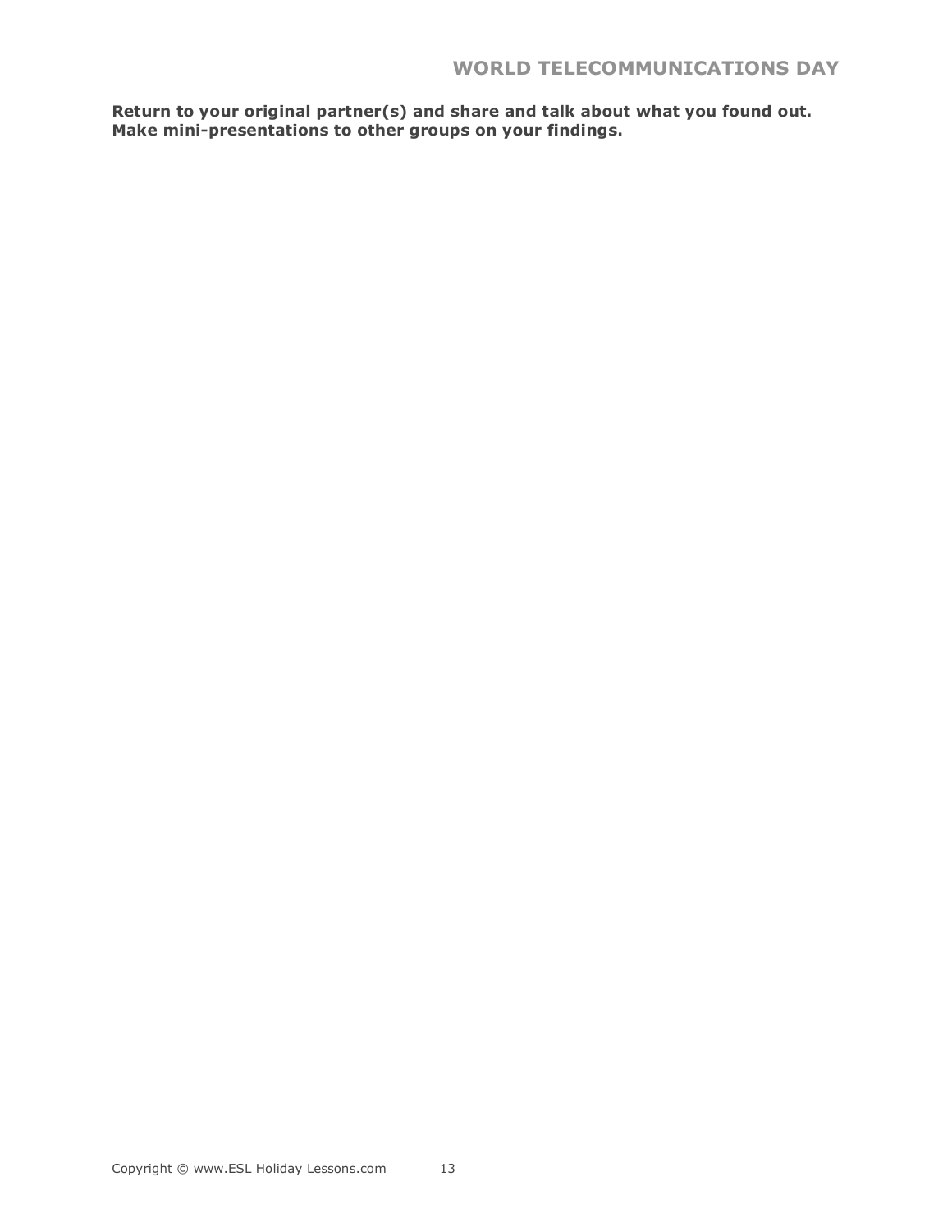**Return to your original partner(s) and share and talk about what you found out. Make mini-presentations to other groups on your findings.**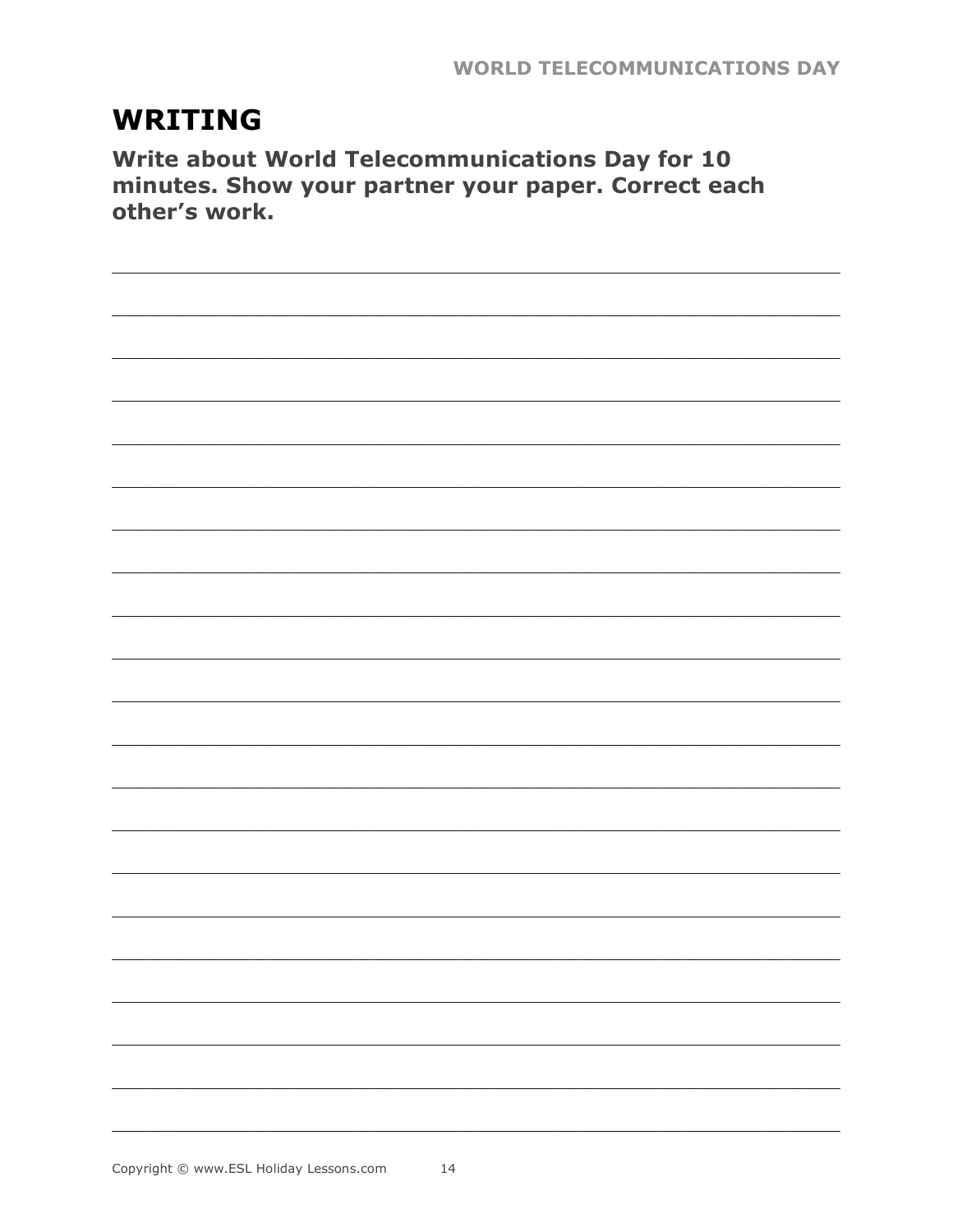# WRITING

**Write about World Telecommunications Day for 10 minutes. Show your partner your paper. Correct each other's work.**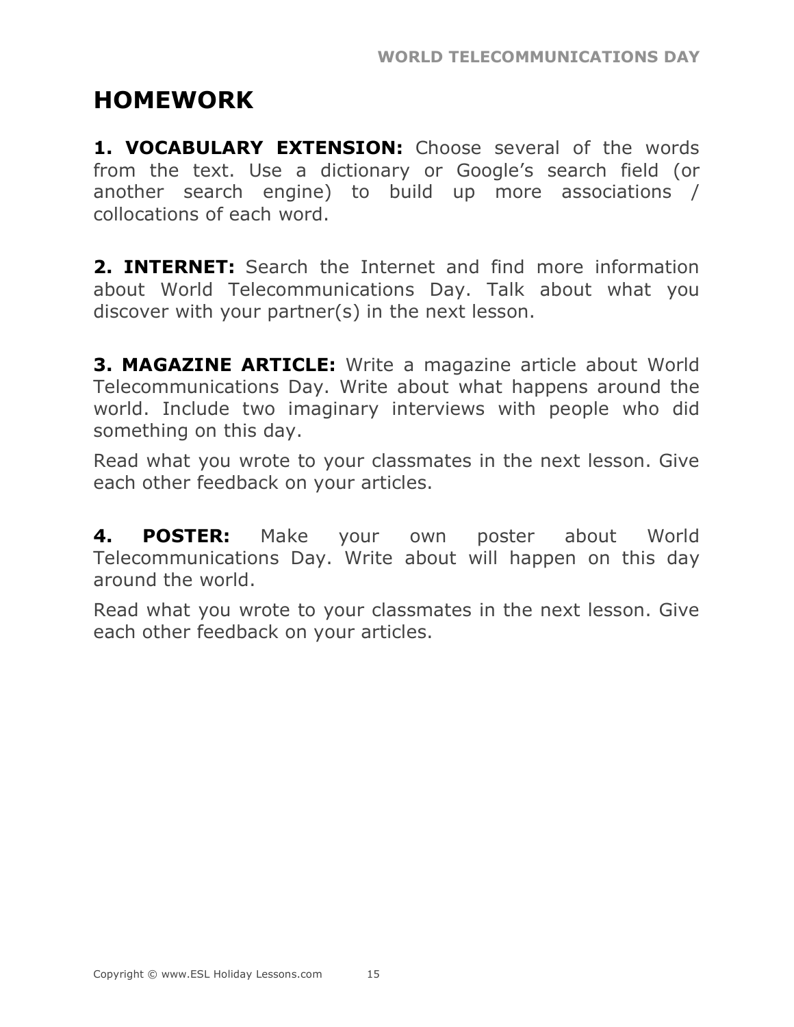## HOMEWORK

**1. VOCABULARY EXTENSION:** Choose several of the words from the text. Use a dictionary or Google's search field (or another search engine) to build up more associations / collocations of each word.

**2. INTERNET:** Search the Internet and find more information about World Telecommunications Day. Talk about what you discover with your partner(s) in the next lesson.

**3. MAGAZINE ARTICLE:** Write a magazine article about World Telecommunications Day. Write about what happens around the world. Include two imaginary interviews with people who did something on this day.

Read what you wrote to your classmates in the next lesson. Give each other feedback on your articles.

**4. POSTER:** Make your own poster about World Telecommunications Day. Write about will happen on this day around the world.

Read what you wrote to your classmates in the next lesson. Give each other feedback on your articles.